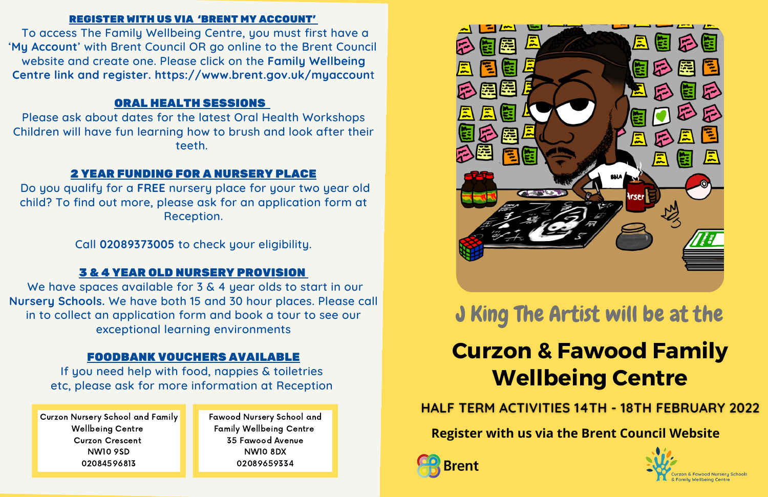## REGISTER WITH US VIA 'BRENT MY ACCOUNT'

To access The Family Wellbeing Centre, you must first have a '**My Account**' with Brent Council OR go online to the Brent Council website and create one. Please click on the **Family Wellbeing Centre link and register. https://www.brent.gov.uk/myaccount**

## ORAL HEALTH SESSIONS

Please ask about dates for the latest Oral Health Workshops Children will have fun learning how to brush and look after their teeth.

## 2 YEAR FUNDING FOR A NURSERY PLACE

Do you qualify for a **FREE** nursery place for your two year old child? To find out more, please ask for an application form at Reception.

Call **02089373005** to check your eligibility.

## 3 & 4 YEAR OLD NURSERY PROVISION

We have spaces available for 3 & 4 year olds to start in our **Nursery Schools.** We have both 15 and 30 hour places. Please call in to collect an application form and book a tour to see our exceptional learning environments

## FOODBANK VOUCHERS AVAILABLE

If you need help with food, nappies & toiletries etc, please ask for more information at Reception

Curzon Nursery School and Family Wellbeing Centre
Curzon Crescent
NW10 9SD
02084596813

Fawood Nursery School and Family Wellbeing Centre
35 Fawood Avenue
NW10 8DX
02089659334

J King The Artist will be at the

# Curzon & Fawood Family Wellbeing Centre

**HALF TERM ACTIVITIES 14TH - 18TH FEBRUARY 2022**

**Register with us via the Brent Council Website**

Brent

Curzon & Fawood Nursery Schools & Family Wellbeing Centre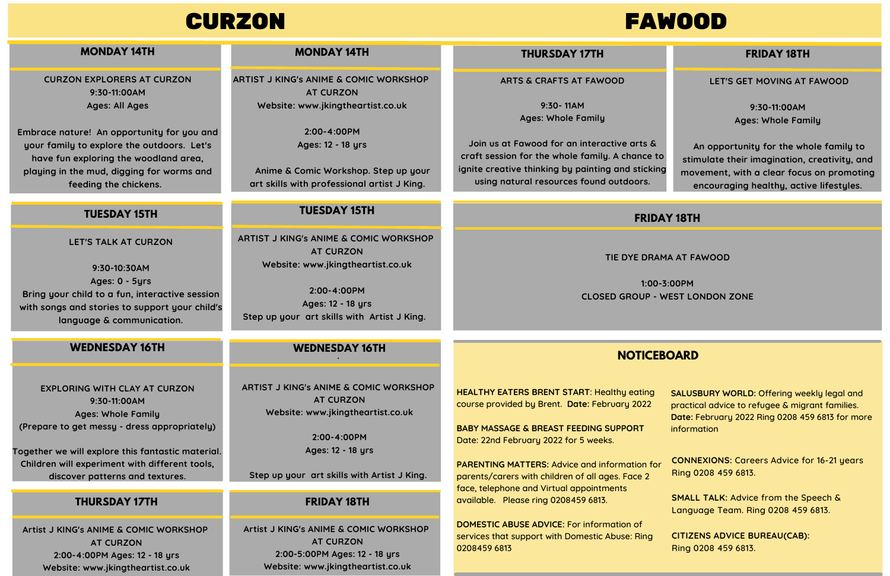# CURZON

## MONDAY 14TH

CURZON EXPLORERS AT CURZON
9:30-11:00AM
Ages: All Ages

Embrace nature! An opportunity for you and your family to explore the outdoors. Let's have fun exploring the woodland area, playing in the mud, digging for worms and feeding the chickens.

## MONDAY 14TH

ARTIST J KING's ANIME & COMIC WORKSHOP AT CURZON
Website: www.jkingtheartist.co.uk

2:00-4:00PM
Ages: 12 - 18 yrs

Anime & Comic Workshop. Step up your art skills with professional artist J King.

## TUESDAY 15TH

LET'S TALK AT CURZON

9:30-10:30AM
Ages: 0 - 5yrs
Bring your child to a fun, interactive session with songs and stories to support your child's language & communication.

## TUESDAY 15TH

ARTIST J KING's ANIME & COMIC WORKSHOP AT CURZON
Website: www.jkingtheartist.co.uk

2:00-4:00PM
Ages: 12 - 18 yrs
Step up your art skills with Artist J King.

## WEDNESDAY 16TH

EXPLORING WITH CLAY AT CURZON
9:30-11:00AM
Ages: Whole Family
(Prepare to get messy - dress appropriately)

Together we will explore this fantastic material. Children will experiment with different tools, discover patterns and textures.

## WEDNESDAY 16TH

ARTIST J KING's ANIME & COMIC WORKSHOP AT CURZON
Website: www.jkingtheartist.co.uk

2:00-4:00PM
Ages: 12 - 18 yrs

Step up your art skills with Artist J King.

## THURSDAY 17TH

Artist J KING's ANIME & COMIC WORKSHOP AT CURZON
2:00-4:00PM Ages: 12 - 18 yrs
Website: www.jkingtheartist.co.uk

## FRIDAY 18TH

Artist J KING's ANIME & COMIC WORKSHOP AT CURZON
2:00-5:00PM Ages: 12 - 18 yrs
Website: www.jkingtheartist.co.uk

# FAWOOD

## THURSDAY 17TH

ARTS & CRAFTS AT FAWOOD

9:30- 11AM
Ages: Whole Family

Join us at Fawood for an interactive arts & craft session for the whole family. A chance to ignite creative thinking by painting and sticking using natural resources found outdoors.

## FRIDAY 18TH

LET'S GET MOVING AT FAWOOD

9:30-11:00AM
Ages: Whole Family

An opportunity for the whole family to stimulate their imagination, creativity, and movement, with a clear focus on promoting encouraging healthy, active lifestyles.

## FRIDAY 18TH

TIE DYE DRAMA AT FAWOOD

1:00-3:00PM
CLOSED GROUP - WEST LONDON ZONE

## NOTICEBOARD

**HEALTHY EATERS BRENT START:** Healthy eating course provided by Brent. **Date:** February 2022

**BABY MASSAGE & BREAST FEEDING SUPPORT**
Date: 22nd February 2022 for 5 weeks.

**PARENTING MATTERS:** Advice and information for parents/carers with children of all ages. Face 2 face, telephone and Virtual appointments available. Please ring 0208459 6813.

**DOMESTIC ABUSE ADVICE:** For information of services that support with Domestic Abuse: Ring 0208459 6813

**SALUSBURY WORLD:** Offering weekly legal and practical advice to refugee & migrant families. **Date:** February 2022 Ring 0208 459 6813 for more information

**CONNEXIONS:** Careers Advice for 16-21 years Ring 0208 459 6813.

**SMALL TALK:** Advice from the Speech & Language Team. Ring 0208 459 6813.

**CITIZENS ADVICE BUREAU(CAB):**
Ring 0208 459 6813.